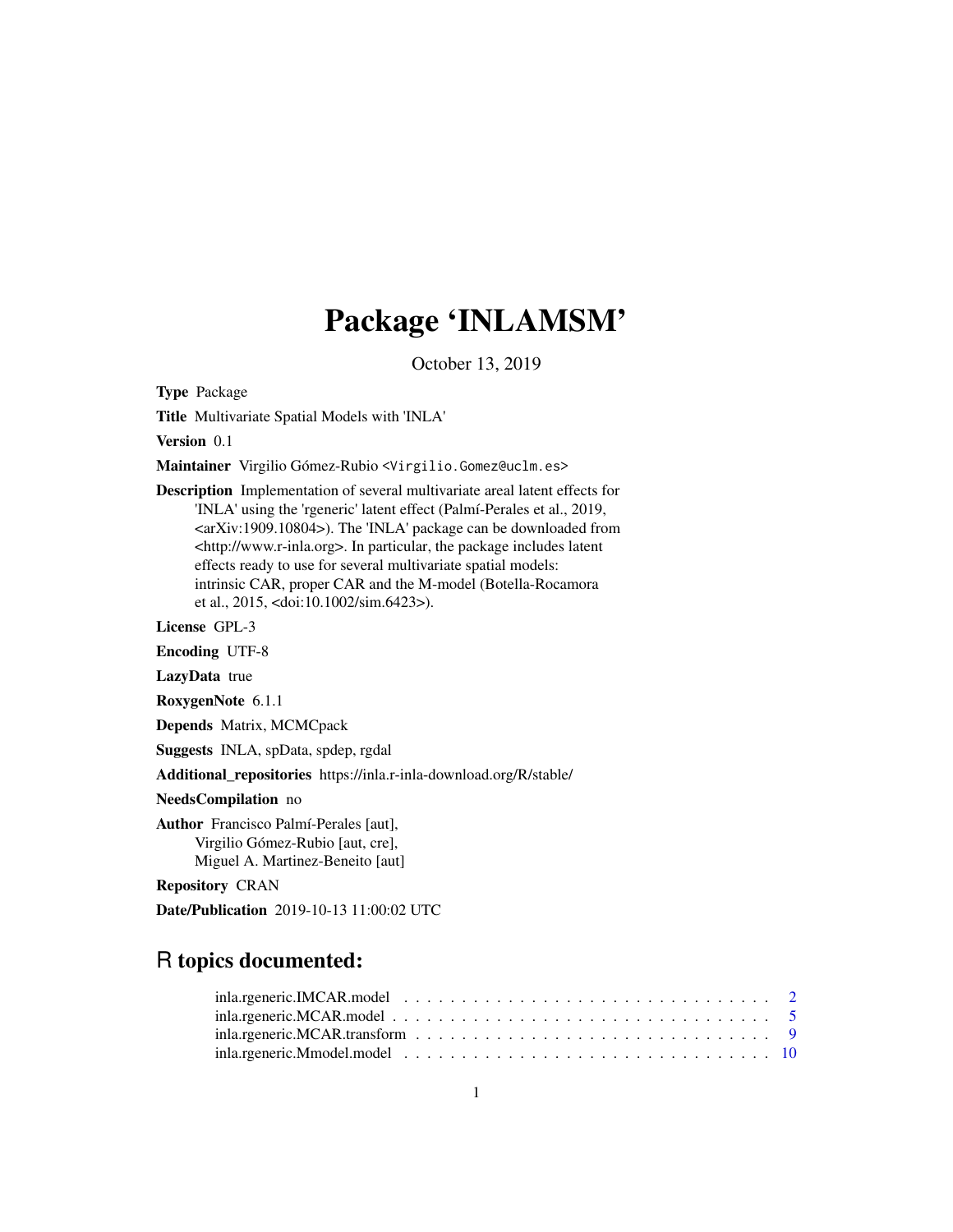# Package 'INLAMSM'

October 13, 2019

**Type** Package

**Title** Multivariate Spatial Models with 'INLA'

**Version** 0.1

**Maintainer** Virgilio Gómez-Rubio <Virgilio.Gomez@uclm.es>

**Description** Implementation of several multivariate areal latent effects for 'INLA' using the 'rgeneric' latent effect (Palmí-Perales et al., 2019, <arXiv:1909.10804>). The 'INLA' package can be downloaded from <http://www.r-inla.org>. In particular, the package includes latent effects ready to use for several multivariate spatial models: intrinsic CAR, proper CAR and the M-model (Botella-Rocamora et al., 2015, <doi:10.1002/sim.6423>).

**License** GPL-3

**Encoding** UTF-8

**LazyData** true

**RoxygenNote** 6.1.1

**Depends** Matrix, MCMCpack

**Suggests** INLA, spData, spdep, rgdal

**Additional_repositories** https://inla.r-inla-download.org/R/stable/

**NeedsCompilation** no

**Author** Francisco Palmí-Perales [aut],
Virgilio Gómez-Rubio [aut, cre],
Miguel A. Martinez-Beneito [aut]

**Repository** CRAN

**Date/Publication** 2019-10-13 11:00:02 UTC

## R topics documented:

inla.rgeneric.IMCAR.model . . . . . . . . . . . . . . . . . . . . . . . . . . . . . . . . 2
inla.rgeneric.MCAR.model . . . . . . . . . . . . . . . . . . . . . . . . . . . . . . . . 5
inla.rgeneric.MCAR.transform . . . . . . . . . . . . . . . . . . . . . . . . . . . . . . 9
inla.rgeneric.Mmodel.model . . . . . . . . . . . . . . . . . . . . . . . . . . . . . . . 10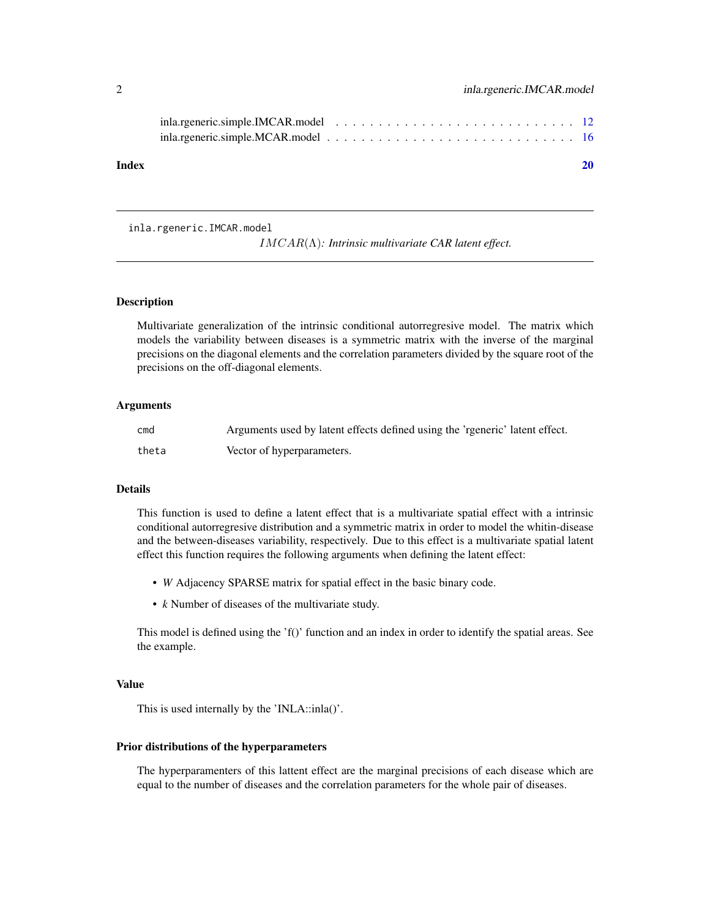inla.rgeneric.simple.IMCAR.model . . . . . . . . . . . . . . . . . . . . . . . . . . . . 12
inla.rgeneric.simple.MCAR.model . . . . . . . . . . . . . . . . . . . . . . . . . . . . 16

**Index** **20**

---

`inla.rgeneric.IMCAR.model`

*$IMCAR(\Lambda)$: Intrinsic multivariate CAR latent effect.*

---

### Description

Multivariate generalization of the intrinsic conditional autorregresive model. The matrix which models the variability between diseases is a symmetric matrix with the inverse of the marginal precisions on the diagonal elements and the correlation parameters divided by the square root of the precisions on the off-diagonal elements.

### Arguments

| | |
|---|---|
| `cmd` | Arguments used by latent effects defined using the 'rgeneric' latent effect. |
| `theta` | Vector of hyperparameters. |

### Details

This function is used to define a latent effect that is a multivariate spatial effect with a intrinsic conditional autorregresive distribution and a symmetric matrix in order to model the whitin-disease and the between-diseases variability, respectively. Due to this effect is a multivariate spatial latent effect this function requires the following arguments when defining the latent effect:

- *W* Adjacency SPARSE matrix for spatial effect in the basic binary code.
- *k* Number of diseases of the multivariate study.

This model is defined using the 'f()' function and an index in order to identify the spatial areas. See the example.

### Value

This is used internally by the 'INLA::inla()'.

### Prior distributions of the hyperparameters

The hyperparamenters of this lattent effect are the marginal precisions of each disease which are equal to the number of diseases and the correlation parameters for the whole pair of diseases.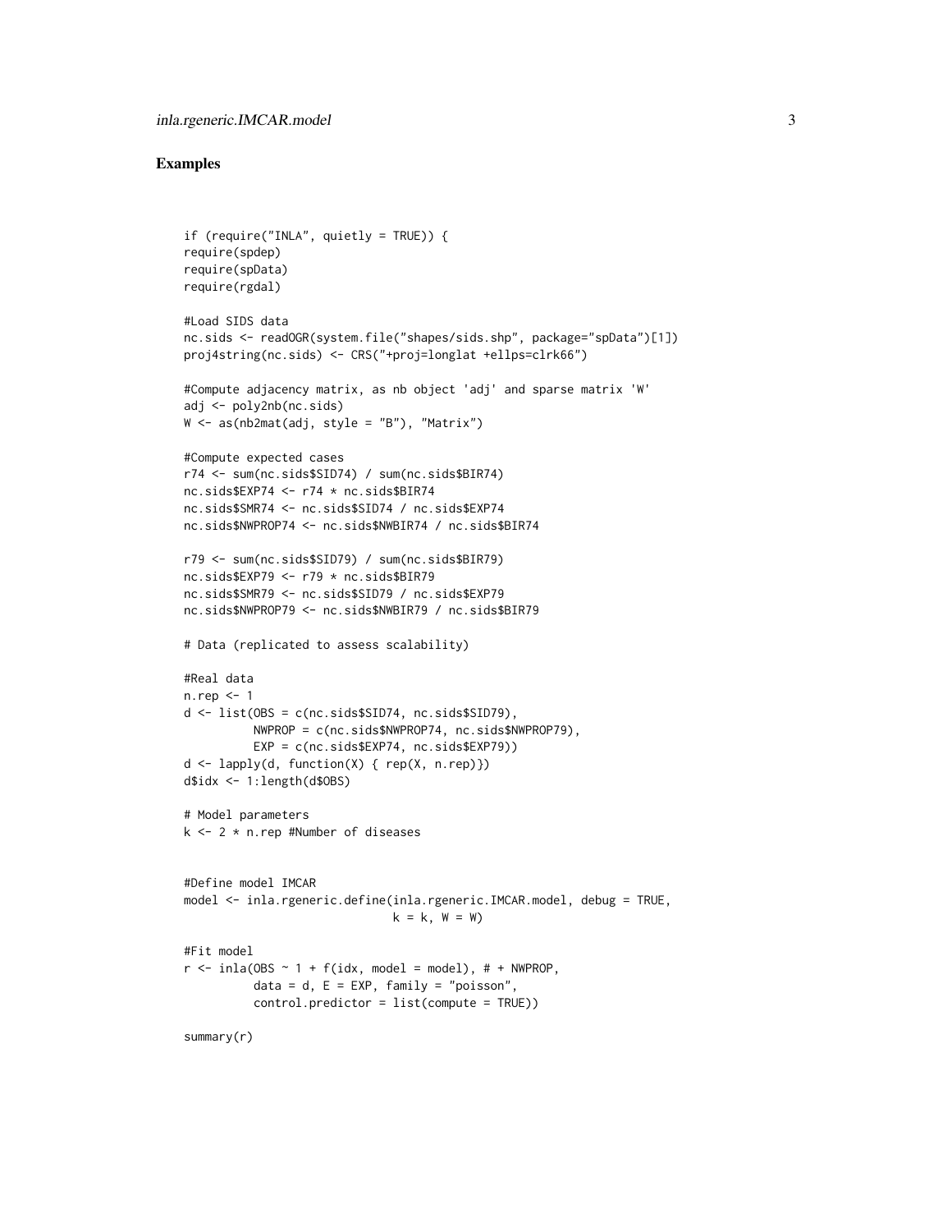## Examples

```
if (require("INLA", quietly = TRUE)) {
require(spdep)
require(spData)
require(rgdal)

#Load SIDS data
nc.sids <- readOGR(system.file("shapes/sids.shp", package="spData")[1])
proj4string(nc.sids) <- CRS("+proj=longlat +ellps=clrk66")

#Compute adjacency matrix, as nb object 'adj' and sparse matrix 'W'
adj <- poly2nb(nc.sids)
W <- as(nb2mat(adj, style = "B"), "Matrix")

#Compute expected cases
r74 <- sum(nc.sids$SID74) / sum(nc.sids$BIR74)
nc.sids$EXP74 <- r74 * nc.sids$BIR74
nc.sids$SMR74 <- nc.sids$SID74 / nc.sids$EXP74
nc.sids$NWPROP74 <- nc.sids$NWBIR74 / nc.sids$BIR74

r79 <- sum(nc.sids$SID79) / sum(nc.sids$BIR79)
nc.sids$EXP79 <- r79 * nc.sids$BIR79
nc.sids$SMR79 <- nc.sids$SID79 / nc.sids$EXP79
nc.sids$NWPROP79 <- nc.sids$NWBIR79 / nc.sids$BIR79

# Data (replicated to assess scalability)

#Real data
n.rep <- 1
d <- list(OBS = c(nc.sids$SID74, nc.sids$SID79),
          NWPROP = c(nc.sids$NWPROP74, nc.sids$NWPROP79),
          EXP = c(nc.sids$EXP74, nc.sids$EXP79))
d <- lapply(d, function(X) { rep(X, n.rep)})
d$idx <- 1:length(d$OBS)

# Model parameters
k <- 2 * n.rep #Number of diseases


#Define model IMCAR
model <- inla.rgeneric.define(inla.rgeneric.IMCAR.model, debug = TRUE,
                              k = k, W = W)

#Fit model
r <- inla(OBS ~ 1 + f(idx, model = model), # + NWPROP,
          data = d, E = EXP, family = "poisson",
          control.predictor = list(compute = TRUE))

summary(r)
```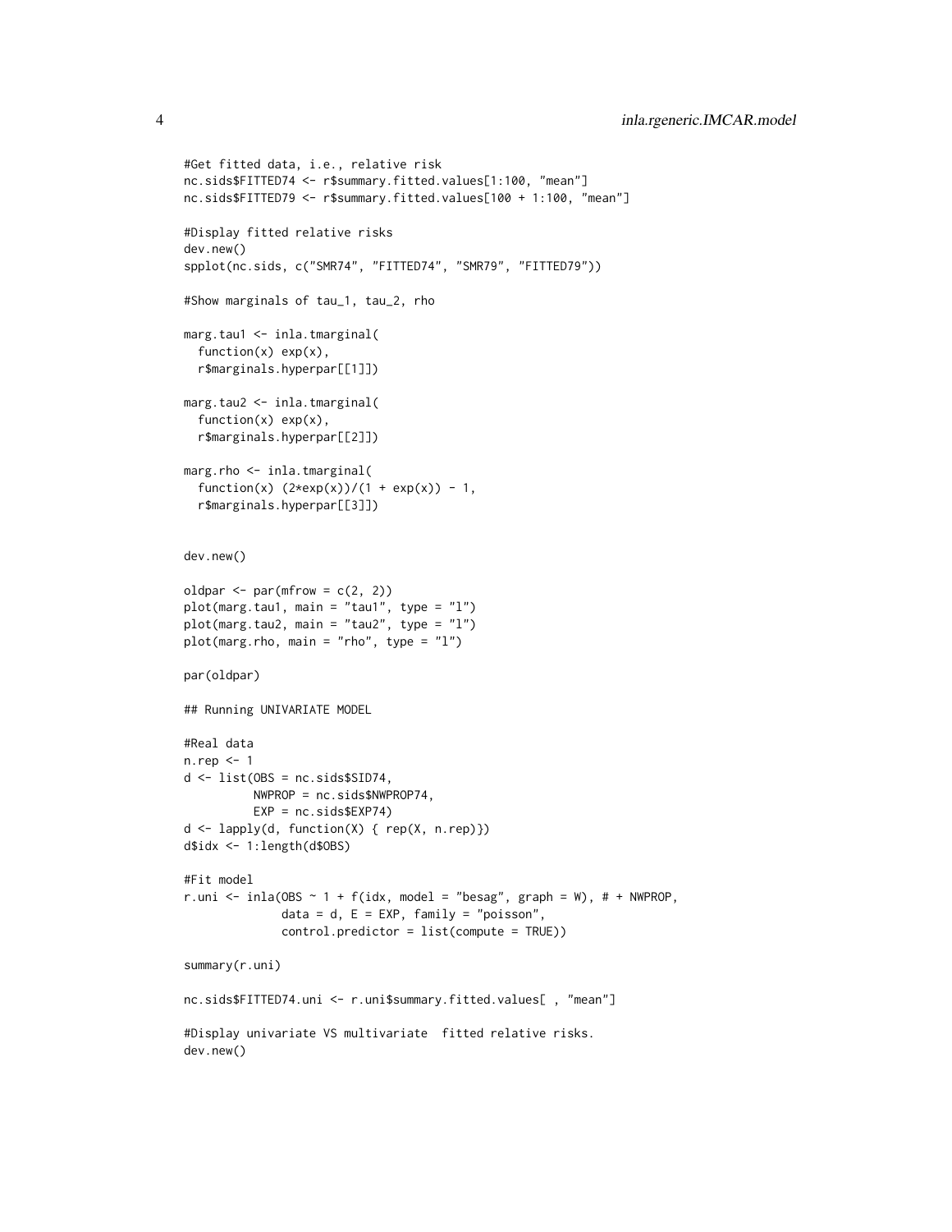```
#Get fitted data, i.e., relative risk
nc.sids$FITTED74 <- r$summary.fitted.values[1:100, "mean"]
nc.sids$FITTED79 <- r$summary.fitted.values[100 + 1:100, "mean"]

#Display fitted relative risks
dev.new()
spplot(nc.sids, c("SMR74", "FITTED74", "SMR79", "FITTED79"))

#Show marginals of tau_1, tau_2, rho

marg.tau1 <- inla.tmarginal(
  function(x) exp(x),
  r$marginals.hyperpar[[1]])

marg.tau2 <- inla.tmarginal(
  function(x) exp(x),
  r$marginals.hyperpar[[2]])

marg.rho <- inla.tmarginal(
  function(x) (2*exp(x))/(1 + exp(x)) - 1,
  r$marginals.hyperpar[[3]])


dev.new()

oldpar <- par(mfrow = c(2, 2))
plot(marg.tau1, main = "tau1", type = "l")
plot(marg.tau2, main = "tau2", type = "l")
plot(marg.rho, main = "rho", type = "l")

par(oldpar)

## Running UNIVARIATE MODEL

#Real data
n.rep <- 1
d <- list(OBS = nc.sids$SID74,
          NWPROP = nc.sids$NWPROP74,
          EXP = nc.sids$EXP74)
d <- lapply(d, function(X) { rep(X, n.rep)})
d$idx <- 1:length(d$OBS)

#Fit model
r.uni <- inla(OBS ~ 1 + f(idx, model = "besag", graph = W), # + NWPROP,
              data = d, E = EXP, family = "poisson",
              control.predictor = list(compute = TRUE))

summary(r.uni)

nc.sids$FITTED74.uni <- r.uni$summary.fitted.values[ , "mean"]

#Display univariate VS multivariate  fitted relative risks.
dev.new()
```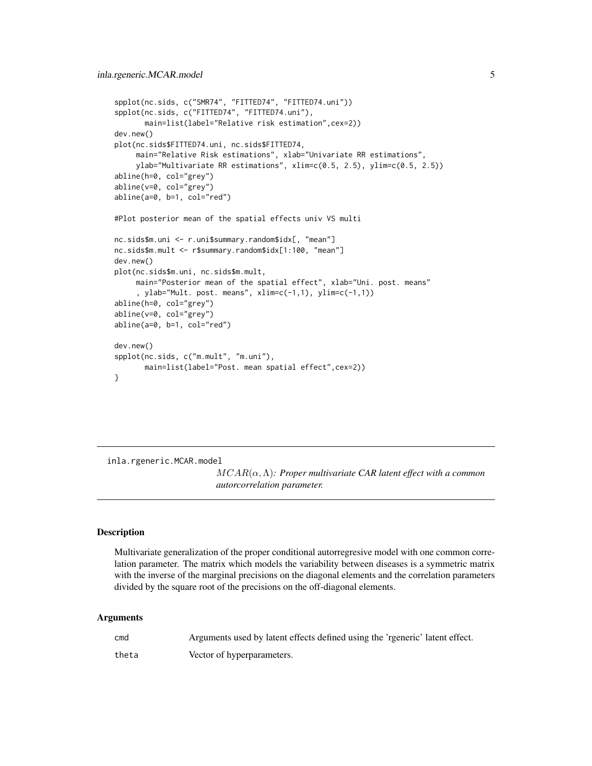```
spplot(nc.sids, c("SMR74", "FITTED74", "FITTED74.uni"))
spplot(nc.sids, c("FITTED74", "FITTED74.uni"),
       main=list(label="Relative risk estimation",cex=2))
dev.new()
plot(nc.sids$FITTED74.uni, nc.sids$FITTED74,
     main="Relative Risk estimations", xlab="Univariate RR estimations",
     ylab="Multivariate RR estimations", xlim=c(0.5, 2.5), ylim=c(0.5, 2.5))
abline(h=0, col="grey")
abline(v=0, col="grey")
abline(a=0, b=1, col="red")

#Plot posterior mean of the spatial effects univ VS multi

nc.sids$m.uni <- r.uni$summary.random$idx[, "mean"]
nc.sids$m.mult <- r$summary.random$idx[1:100, "mean"]
dev.new()
plot(nc.sids$m.uni, nc.sids$m.mult,
     main="Posterior mean of the spatial effect", xlab="Uni. post. means"
     , ylab="Mult. post. means", xlim=c(-1,1), ylim=c(-1,1))
abline(h=0, col="grey")
abline(v=0, col="grey")
abline(a=0, b=1, col="red")

dev.new()
spplot(nc.sids, c("m.mult", "m.uni"),
       main=list(label="Post. mean spatial effect",cex=2))
}
```

## inla.rgeneric.MCAR.model

*$MCAR(\alpha, \Lambda)$: Proper multivariate CAR latent effect with a common autorcorrelation parameter.*

### Description

Multivariate generalization of the proper conditional autorregresive model with one common correlation parameter. The matrix which models the variability between diseases is a symmetric matrix with the inverse of the marginal precisions on the diagonal elements and the correlation parameters divided by the square root of the precisions on the off-diagonal elements.

### Arguments

| | |
|---|---|
| `cmd` | Arguments used by latent effects defined using the 'rgeneric' latent effect. |
| `theta` | Vector of hyperparameters. |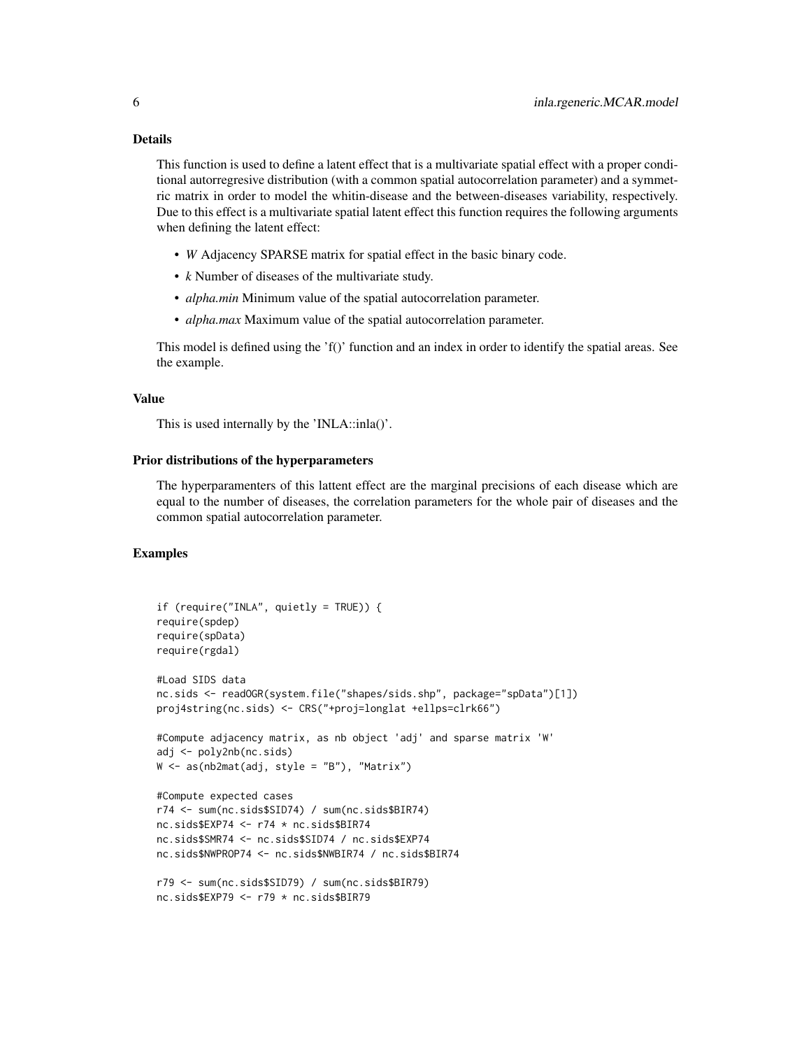### Details

This function is used to define a latent effect that is a multivariate spatial effect with a proper conditional autorregresive distribution (with a common spatial autocorrelation parameter) and a symmetric matrix in order to model the whitin-disease and the between-diseases variability, respectively. Due to this effect is a multivariate spatial latent effect this function requires the following arguments when defining the latent effect:

- *W* Adjacency SPARSE matrix for spatial effect in the basic binary code.
- *k* Number of diseases of the multivariate study.
- *alpha.min* Minimum value of the spatial autocorrelation parameter.
- *alpha.max* Maximum value of the spatial autocorrelation parameter.

This model is defined using the 'f()' function and an index in order to identify the spatial areas. See the example.

### Value

This is used internally by the 'INLA::inla()'.

### Prior distributions of the hyperparameters

The hyperparamenters of this lattent effect are the marginal precisions of each disease which are equal to the number of diseases, the correlation parameters for the whole pair of diseases and the common spatial autocorrelation parameter.

### Examples

```
if (require("INLA", quietly = TRUE)) {
require(spdep)
require(spData)
require(rgdal)

#Load SIDS data
nc.sids <- readOGR(system.file("shapes/sids.shp", package="spData")[1])
proj4string(nc.sids) <- CRS("+proj=longlat +ellps=clrk66")

#Compute adjacency matrix, as nb object 'adj' and sparse matrix 'W'
adj <- poly2nb(nc.sids)
W <- as(nb2mat(adj, style = "B"), "Matrix")

#Compute expected cases
r74 <- sum(nc.sids$SID74) / sum(nc.sids$BIR74)
nc.sids$EXP74 <- r74 * nc.sids$BIR74
nc.sids$SMR74 <- nc.sids$SID74 / nc.sids$EXP74
nc.sids$NWPROP74 <- nc.sids$NWBIR74 / nc.sids$BIR74

r79 <- sum(nc.sids$SID79) / sum(nc.sids$BIR79)
nc.sids$EXP79 <- r79 * nc.sids$BIR79
```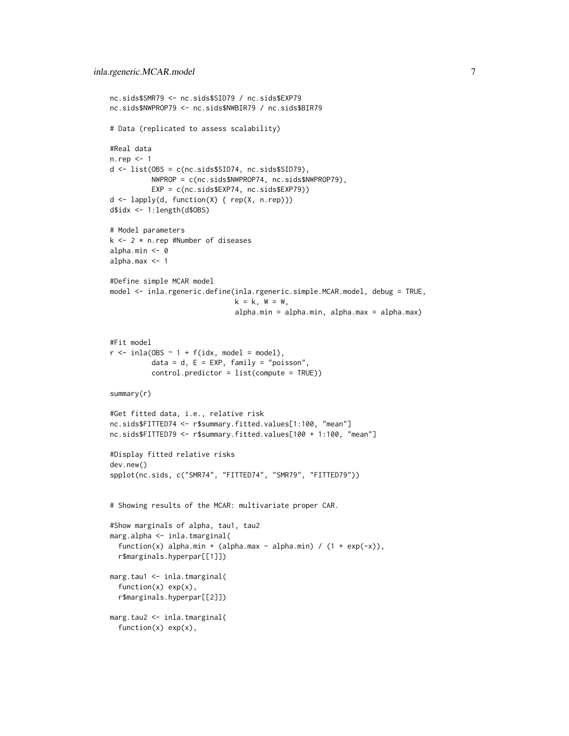```
nc.sids$SMR79 <- nc.sids$SID79 / nc.sids$EXP79
nc.sids$NWPROP79 <- nc.sids$NWBIR79 / nc.sids$BIR79

# Data (replicated to assess scalability)

#Real data
n.rep <- 1
d <- list(OBS = c(nc.sids$SID74, nc.sids$SID79),
          NWPROP = c(nc.sids$NWPROP74, nc.sids$NWPROP79),
          EXP = c(nc.sids$EXP74, nc.sids$EXP79))
d <- lapply(d, function(X) { rep(X, n.rep)})
d$idx <- 1:length(d$OBS)

# Model parameters
k <- 2 * n.rep #Number of diseases
alpha.min <- 0
alpha.max <- 1

#Define simple MCAR model
model <- inla.rgeneric.define(inla.rgeneric.simple.MCAR.model, debug = TRUE,
                              k = k, W = W,
                              alpha.min = alpha.min, alpha.max = alpha.max)


#Fit model
r <- inla(OBS ~ 1 + f(idx, model = model),
          data = d, E = EXP, family = "poisson",
          control.predictor = list(compute = TRUE))

summary(r)

#Get fitted data, i.e., relative risk
nc.sids$FITTED74 <- r$summary.fitted.values[1:100, "mean"]
nc.sids$FITTED79 <- r$summary.fitted.values[100 + 1:100, "mean"]

#Display fitted relative risks
dev.new()
spplot(nc.sids, c("SMR74", "FITTED74", "SMR79", "FITTED79"))


# Showing results of the MCAR: multivariate proper CAR.

#Show marginals of alpha, tau1, tau2
marg.alpha <- inla.tmarginal(
  function(x) alpha.min + (alpha.max - alpha.min) / (1 + exp(-x)),
  r$marginals.hyperpar[[1]])

marg.tau1 <- inla.tmarginal(
  function(x) exp(x),
  r$marginals.hyperpar[[2]])

marg.tau2 <- inla.tmarginal(
  function(x) exp(x),
```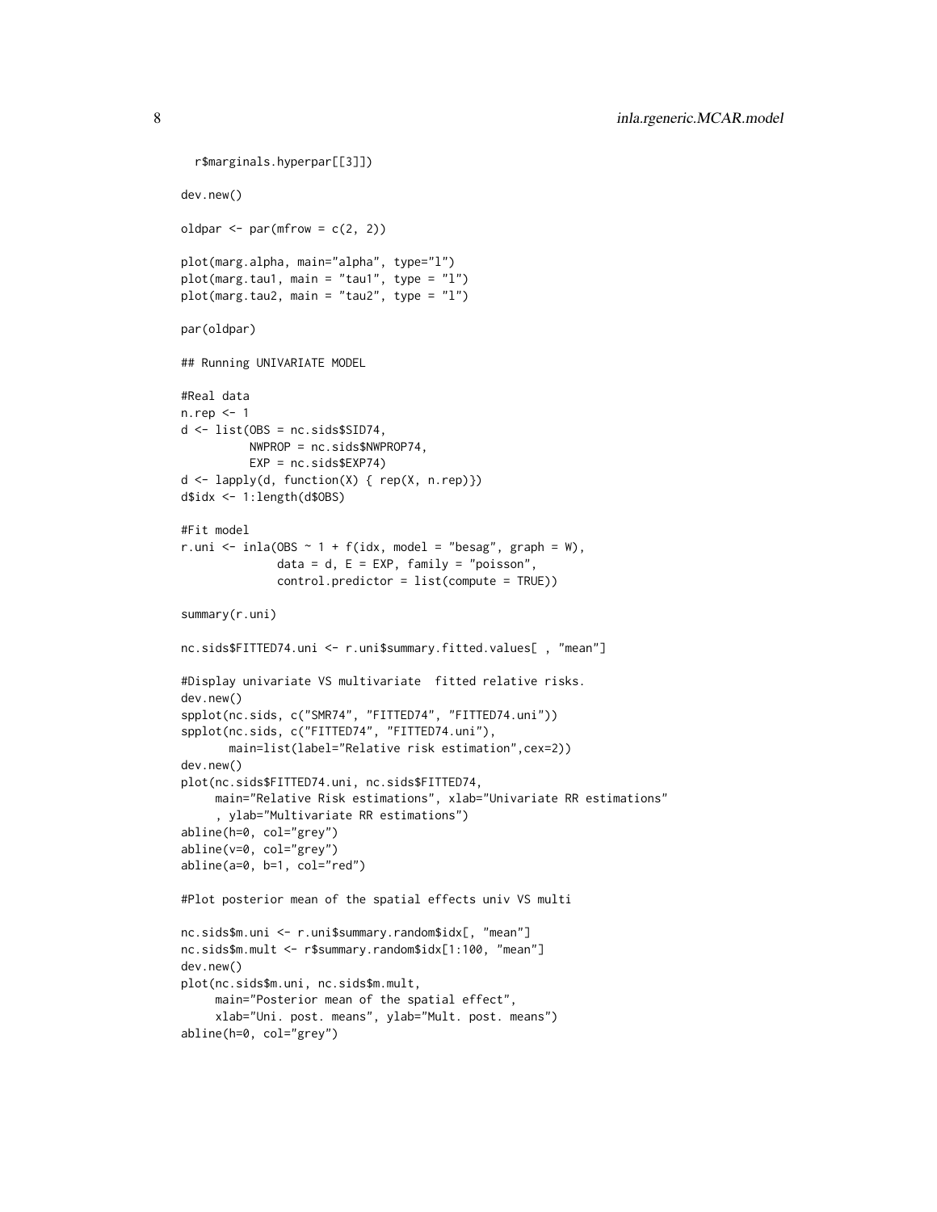```
  r$marginals.hyperpar[[3]])

dev.new()

oldpar <- par(mfrow = c(2, 2))

plot(marg.alpha, main="alpha", type="l")
plot(marg.tau1, main = "tau1", type = "l")
plot(marg.tau2, main = "tau2", type = "l")

par(oldpar)

## Running UNIVARIATE MODEL

#Real data
n.rep <- 1
d <- list(OBS = nc.sids$SID74,
          NWPROP = nc.sids$NWPROP74,
          EXP = nc.sids$EXP74)
d <- lapply(d, function(X) { rep(X, n.rep)})
d$idx <- 1:length(d$OBS)

#Fit model
r.uni <- inla(OBS ~ 1 + f(idx, model = "besag", graph = W),
              data = d, E = EXP, family = "poisson",
              control.predictor = list(compute = TRUE))

summary(r.uni)

nc.sids$FITTED74.uni <- r.uni$summary.fitted.values[ , "mean"]

#Display univariate VS multivariate  fitted relative risks.
dev.new()
spplot(nc.sids, c("SMR74", "FITTED74", "FITTED74.uni"))
spplot(nc.sids, c("FITTED74", "FITTED74.uni"),
       main=list(label="Relative risk estimation",cex=2))
dev.new()
plot(nc.sids$FITTED74.uni, nc.sids$FITTED74,
     main="Relative Risk estimations", xlab="Univariate RR estimations"
     , ylab="Multivariate RR estimations")
abline(h=0, col="grey")
abline(v=0, col="grey")
abline(a=0, b=1, col="red")

#Plot posterior mean of the spatial effects univ VS multi

nc.sids$m.uni <- r.uni$summary.random$idx[, "mean"]
nc.sids$m.mult <- r$summary.random$idx[1:100, "mean"]
dev.new()
plot(nc.sids$m.uni, nc.sids$m.mult,
     main="Posterior mean of the spatial effect",
     xlab="Uni. post. means", ylab="Mult. post. means")
abline(h=0, col="grey")
```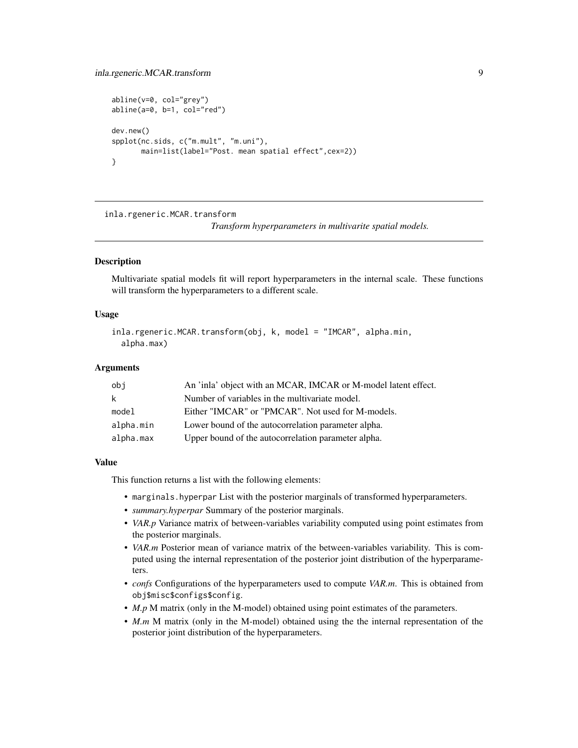```
abline(v=0, col="grey")
abline(a=0, b=1, col="red")

dev.new()
spplot(nc.sids, c("m.mult", "m.uni"),
       main=list(label="Post. mean spatial effect",cex=2))
}
```

---

## inla.rgeneric.MCAR.transform

*Transform hyperparameters in multivarite spatial models.*

---

### Description

Multivariate spatial models fit will report hyperparameters in the internal scale. These functions will transform the hyperparameters to a different scale.

### Usage

```
inla.rgeneric.MCAR.transform(obj, k, model = "IMCAR", alpha.min,
  alpha.max)
```

### Arguments

| | |
|---|---|
| `obj` | An 'inla' object with an MCAR, IMCAR or M-model latent effect. |
| `k` | Number of variables in the multivariate model. |
| `model` | Either "IMCAR" or "PMCAR". Not used for M-models. |
| `alpha.min` | Lower bound of the autocorrelation parameter alpha. |
| `alpha.max` | Upper bound of the autocorrelation parameter alpha. |

### Value

This function returns a list with the following elements:

- `marginals.hyperpar` List with the posterior marginals of transformed hyperparameters.
- *summary.hyperpar* Summary of the posterior marginals.
- *VAR.p* Variance matrix of between-variables variability computed using point estimates from the posterior marginals.
- *VAR.m* Posterior mean of variance matrix of the between-variables variability. This is computed using the internal representation of the posterior joint distribution of the hyperparameters.
- *confs* Configurations of the hyperparameters used to compute *VAR.m*. This is obtained from `obj$misc$configs$config`.
- *M.p* M matrix (only in the M-model) obtained using point estimates of the parameters.
- *M.m* M matrix (only in the M-model) obtained using the the internal representation of the posterior joint distribution of the hyperparameters.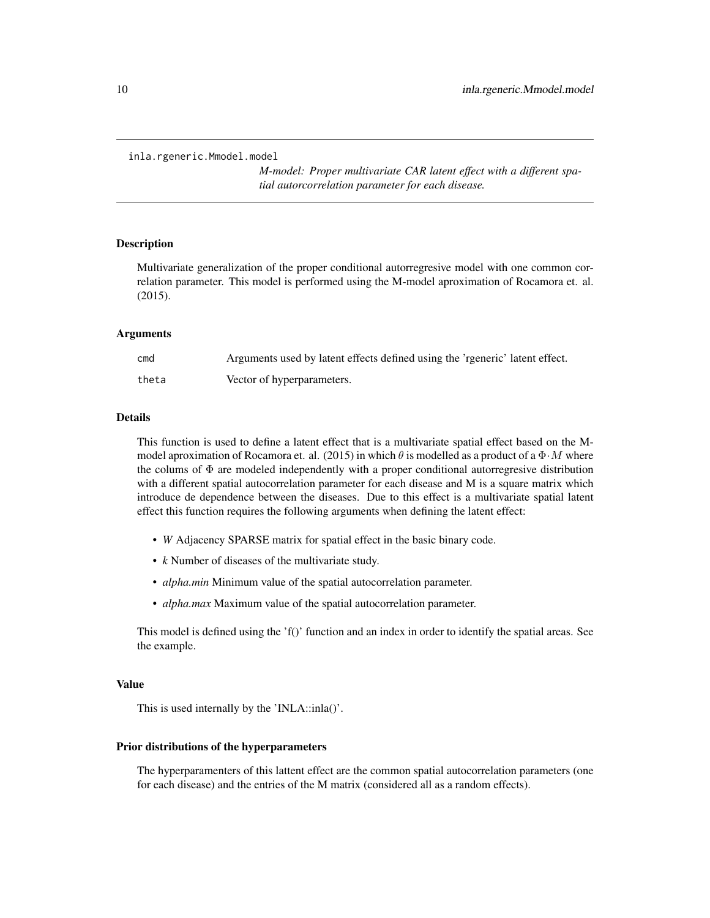`inla.rgeneric.Mmodel.model`

*M-model: Proper multivariate CAR latent effect with a different spatial autorcorrelation parameter for each disease.*

### Description

Multivariate generalization of the proper conditional autorregresive model with one common correlation parameter. This model is performed using the M-model aproximation of Rocamora et. al. (2015).

### Arguments

| | |
|---|---|
| `cmd` | Arguments used by latent effects defined using the 'rgeneric' latent effect. |
| `theta` | Vector of hyperparameters. |

### Details

This function is used to define a latent effect that is a multivariate spatial effect based on the M-model aproximation of Rocamora et. al. (2015) in which $\theta$ is modelled as a product of a $\Phi \cdot M$ where the colums of $\Phi$ are modeled independently with a proper conditional autorregresive distribution with a different spatial autocorrelation parameter for each disease and M is a square matrix which introduce de dependence between the diseases. Due to this effect is a multivariate spatial latent effect this function requires the following arguments when defining the latent effect:

- *W* Adjacency SPARSE matrix for spatial effect in the basic binary code.
- *k* Number of diseases of the multivariate study.
- *alpha.min* Minimum value of the spatial autocorrelation parameter.
- *alpha.max* Maximum value of the spatial autocorrelation parameter.

This model is defined using the 'f()' function and an index in order to identify the spatial areas. See the example.

### Value

This is used internally by the 'INLA::inla()'.

### Prior distributions of the hyperparameters

The hyperparamenters of this lattent effect are the common spatial autocorrelation parameters (one for each disease) and the entries of the M matrix (considered all as a random effects).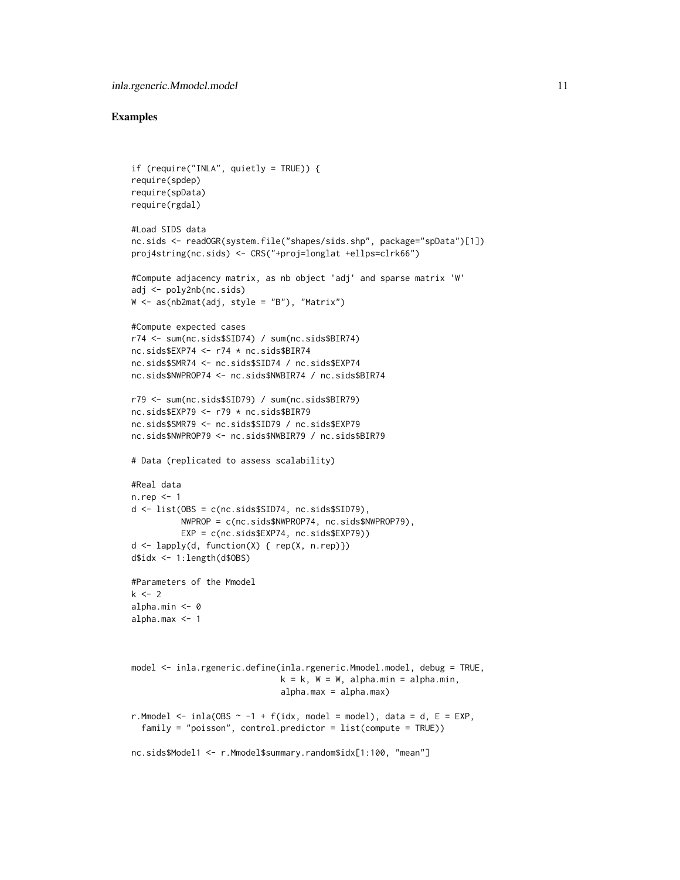## Examples

```
if (require("INLA", quietly = TRUE)) {
require(spdep)
require(spData)
require(rgdal)

#Load SIDS data
nc.sids <- readOGR(system.file("shapes/sids.shp", package="spData")[1])
proj4string(nc.sids) <- CRS("+proj=longlat +ellps=clrk66")

#Compute adjacency matrix, as nb object 'adj' and sparse matrix 'W'
adj <- poly2nb(nc.sids)
W <- as(nb2mat(adj, style = "B"), "Matrix")

#Compute expected cases
r74 <- sum(nc.sids$SID74) / sum(nc.sids$BIR74)
nc.sids$EXP74 <- r74 * nc.sids$BIR74
nc.sids$SMR74 <- nc.sids$SID74 / nc.sids$EXP74
nc.sids$NWPROP74 <- nc.sids$NWBIR74 / nc.sids$BIR74

r79 <- sum(nc.sids$SID79) / sum(nc.sids$BIR79)
nc.sids$EXP79 <- r79 * nc.sids$BIR79
nc.sids$SMR79 <- nc.sids$SID79 / nc.sids$EXP79
nc.sids$NWPROP79 <- nc.sids$NWBIR79 / nc.sids$BIR79

# Data (replicated to assess scalability)

#Real data
n.rep <- 1
d <- list(OBS = c(nc.sids$SID74, nc.sids$SID79),
          NWPROP = c(nc.sids$NWPROP74, nc.sids$NWPROP79),
          EXP = c(nc.sids$EXP74, nc.sids$EXP79))
d <- lapply(d, function(X) { rep(X, n.rep)})
d$idx <- 1:length(d$OBS)

#Parameters of the Mmodel
k <- 2
alpha.min <- 0
alpha.max <- 1



model <- inla.rgeneric.define(inla.rgeneric.Mmodel.model, debug = TRUE,
                              k = k, W = W, alpha.min = alpha.min,
                              alpha.max = alpha.max)

r.Mmodel <- inla(OBS ~ -1 + f(idx, model = model), data = d, E = EXP,
  family = "poisson", control.predictor = list(compute = TRUE))

nc.sids$Model1 <- r.Mmodel$summary.random$idx[1:100, "mean"]
```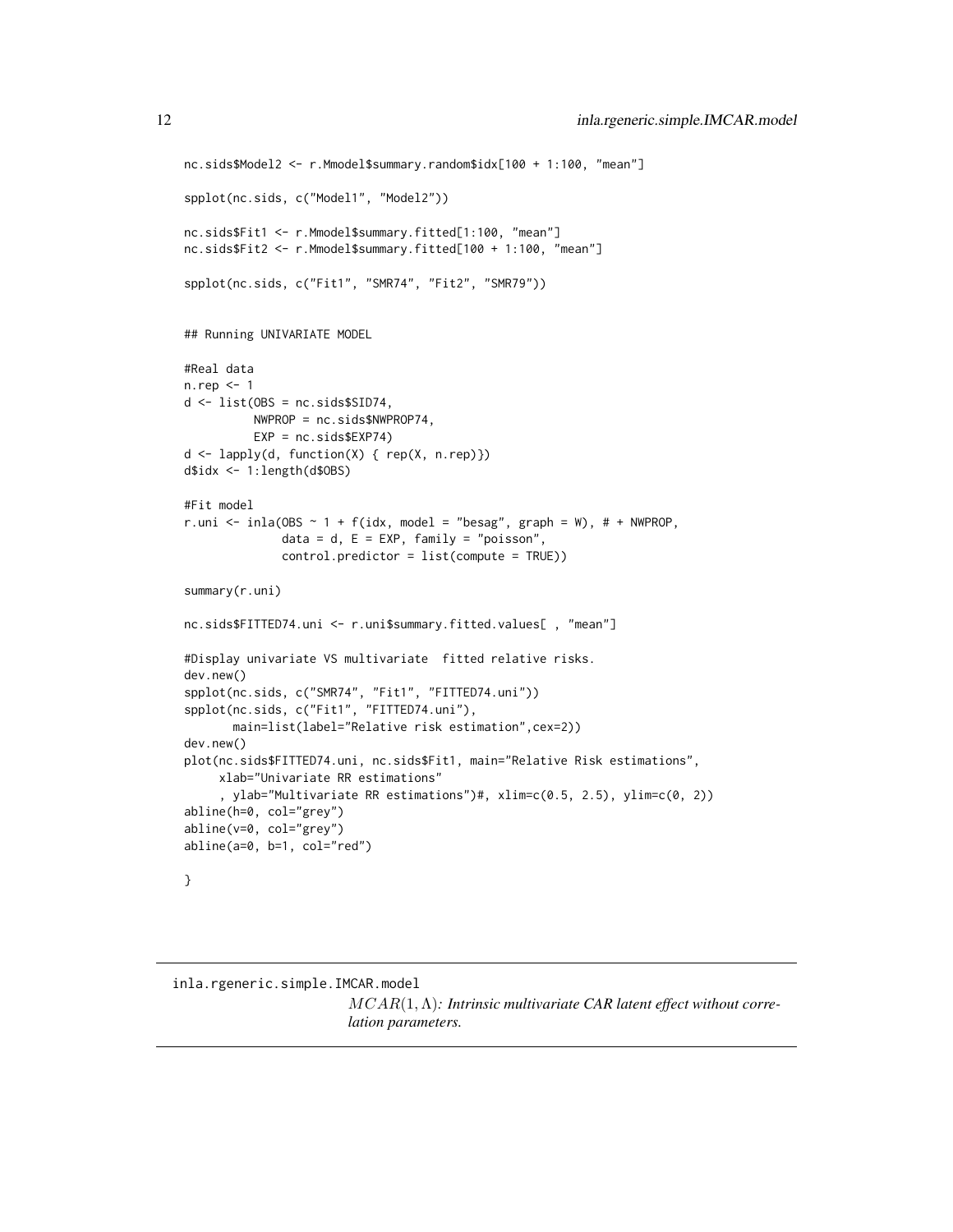```
nc.sids$Model2 <- r.Mmodel$summary.random$idx[100 + 1:100, "mean"]

spplot(nc.sids, c("Model1", "Model2"))

nc.sids$Fit1 <- r.Mmodel$summary.fitted[1:100, "mean"]
nc.sids$Fit2 <- r.Mmodel$summary.fitted[100 + 1:100, "mean"]

spplot(nc.sids, c("Fit1", "SMR74", "Fit2", "SMR79"))


## Running UNIVARIATE MODEL

#Real data
n.rep <- 1
d <- list(OBS = nc.sids$SID74,
          NWPROP = nc.sids$NWPROP74,
          EXP = nc.sids$EXP74)
d <- lapply(d, function(X) { rep(X, n.rep)})
d$idx <- 1:length(d$OBS)

#Fit model
r.uni <- inla(OBS ~ 1 + f(idx, model = "besag", graph = W), # + NWPROP,
              data = d, E = EXP, family = "poisson",
              control.predictor = list(compute = TRUE))

summary(r.uni)

nc.sids$FITTED74.uni <- r.uni$summary.fitted.values[ , "mean"]

#Display univariate VS multivariate  fitted relative risks.
dev.new()
spplot(nc.sids, c("SMR74", "Fit1", "FITTED74.uni"))
spplot(nc.sids, c("Fit1", "FITTED74.uni"),
       main=list(label="Relative risk estimation",cex=2))
dev.new()
plot(nc.sids$FITTED74.uni, nc.sids$Fit1, main="Relative Risk estimations",
     xlab="Univariate RR estimations"
     , ylab="Multivariate RR estimations")#, xlim=c(0.5, 2.5), ylim=c(0, 2))
abline(h=0, col="grey")
abline(v=0, col="grey")
abline(a=0, b=1, col="red")

}
```

---

## inla.rgeneric.simple.IMCAR.model

*$MCAR(1, \Lambda)$: Intrinsic multivariate CAR latent effect without correlation parameters.*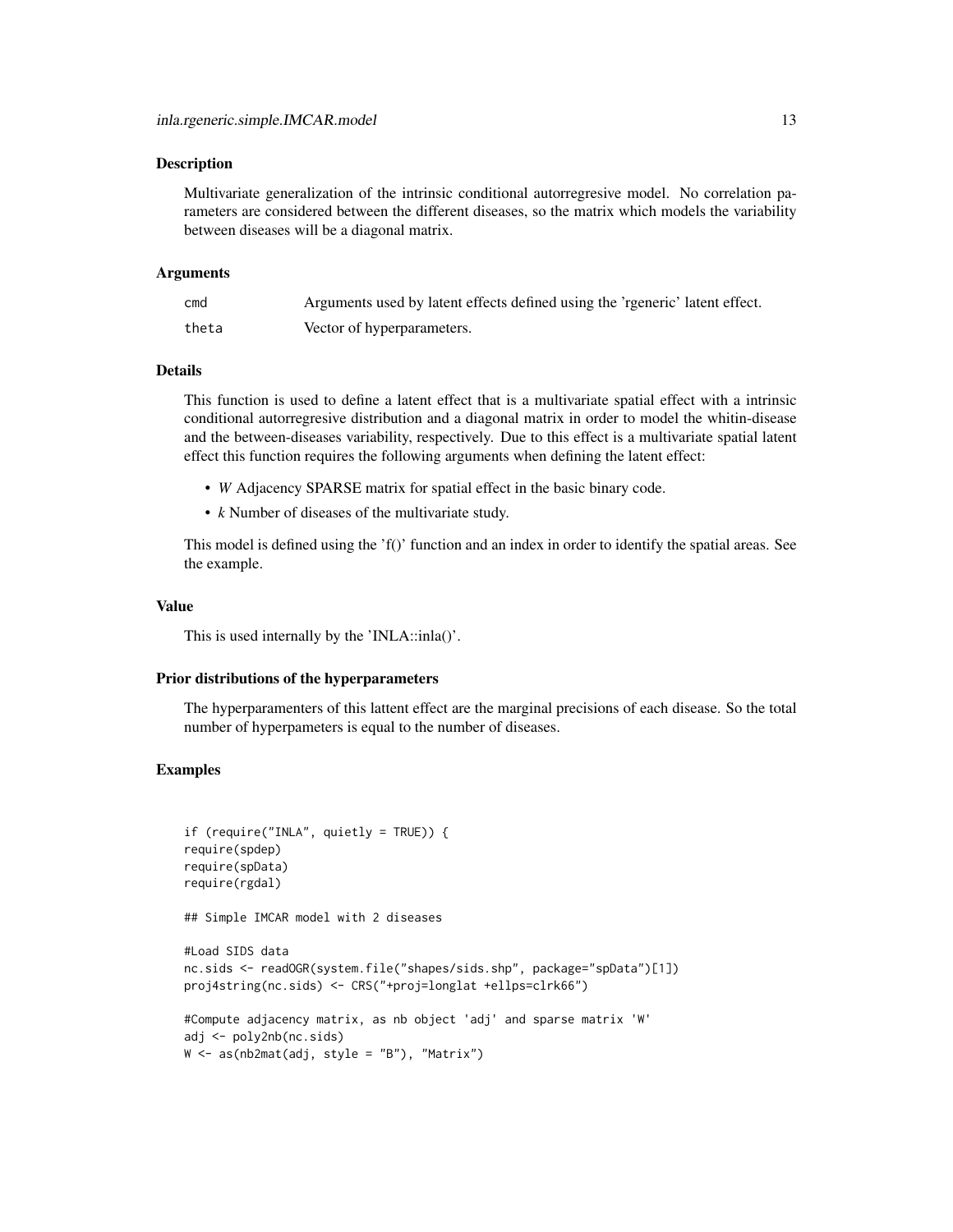### Description

Multivariate generalization of the intrinsic conditional autorregresive model. No correlation parameters are considered between the different diseases, so the matrix which models the variability between diseases will be a diagonal matrix.

### Arguments

| | |
|---|---|
| `cmd` | Arguments used by latent effects defined using the 'rgeneric' latent effect. |
| `theta` | Vector of hyperparameters. |

### Details

This function is used to define a latent effect that is a multivariate spatial effect with a intrinsic conditional autorregresive distribution and a diagonal matrix in order to model the whitin-disease and the between-diseases variability, respectively. Due to this effect is a multivariate spatial latent effect this function requires the following arguments when defining the latent effect:

- *W* Adjacency SPARSE matrix for spatial effect in the basic binary code.
- *k* Number of diseases of the multivariate study.

This model is defined using the 'f()' function and an index in order to identify the spatial areas. See the example.

### Value

This is used internally by the 'INLA::inla()'.

### Prior distributions of the hyperparameters

The hyperparamenters of this lattent effect are the marginal precisions of each disease. So the total number of hyperpameters is equal to the number of diseases.

### Examples

```
if (require("INLA", quietly = TRUE)) {
require(spdep)
require(spData)
require(rgdal)

## Simple IMCAR model with 2 diseases

#Load SIDS data
nc.sids <- readOGR(system.file("shapes/sids.shp", package="spData")[1])
proj4string(nc.sids) <- CRS("+proj=longlat +ellps=clrk66")

#Compute adjacency matrix, as nb object 'adj' and sparse matrix 'W'
adj <- poly2nb(nc.sids)
W <- as(nb2mat(adj, style = "B"), "Matrix")
```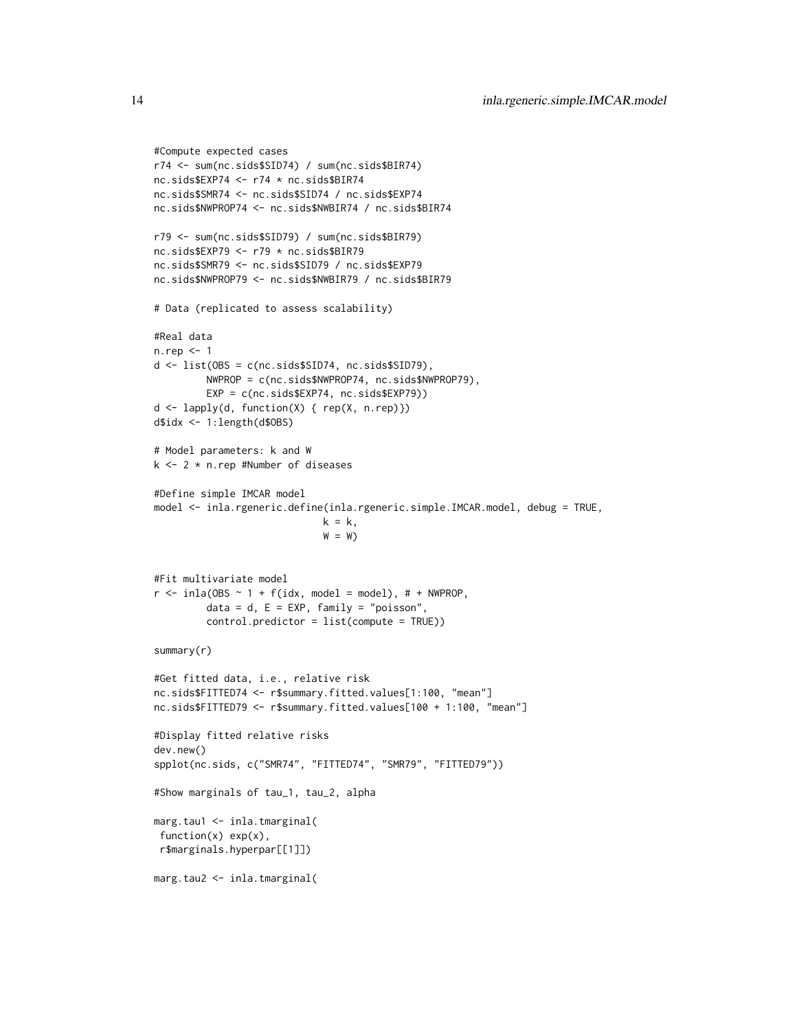```
#Compute expected cases
r74 <- sum(nc.sids$SID74) / sum(nc.sids$BIR74)
nc.sids$EXP74 <- r74 * nc.sids$BIR74
nc.sids$SMR74 <- nc.sids$SID74 / nc.sids$EXP74
nc.sids$NWPROP74 <- nc.sids$NWBIR74 / nc.sids$BIR74

r79 <- sum(nc.sids$SID79) / sum(nc.sids$BIR79)
nc.sids$EXP79 <- r79 * nc.sids$BIR79
nc.sids$SMR79 <- nc.sids$SID79 / nc.sids$EXP79
nc.sids$NWPROP79 <- nc.sids$NWBIR79 / nc.sids$BIR79

# Data (replicated to assess scalability)

#Real data
n.rep <- 1
d <- list(OBS = c(nc.sids$SID74, nc.sids$SID79),
         NWPROP = c(nc.sids$NWPROP74, nc.sids$NWPROP79),
         EXP = c(nc.sids$EXP74, nc.sids$EXP79))
d <- lapply(d, function(X) { rep(X, n.rep)})
d$idx <- 1:length(d$OBS)

# Model parameters: k and W
k <- 2 * n.rep #Number of diseases

#Define simple IMCAR model
model <- inla.rgeneric.define(inla.rgeneric.simple.IMCAR.model, debug = TRUE,
                             k = k,
                             W = W)


#Fit multivariate model
r <- inla(OBS ~ 1 + f(idx, model = model), # + NWPROP,
         data = d, E = EXP, family = "poisson",
         control.predictor = list(compute = TRUE))

summary(r)

#Get fitted data, i.e., relative risk
nc.sids$FITTED74 <- r$summary.fitted.values[1:100, "mean"]
nc.sids$FITTED79 <- r$summary.fitted.values[100 + 1:100, "mean"]

#Display fitted relative risks
dev.new()
spplot(nc.sids, c("SMR74", "FITTED74", "SMR79", "FITTED79"))

#Show marginals of tau_1, tau_2, alpha

marg.tau1 <- inla.tmarginal(
 function(x) exp(x),
 r$marginals.hyperpar[[1]])

marg.tau2 <- inla.tmarginal(
```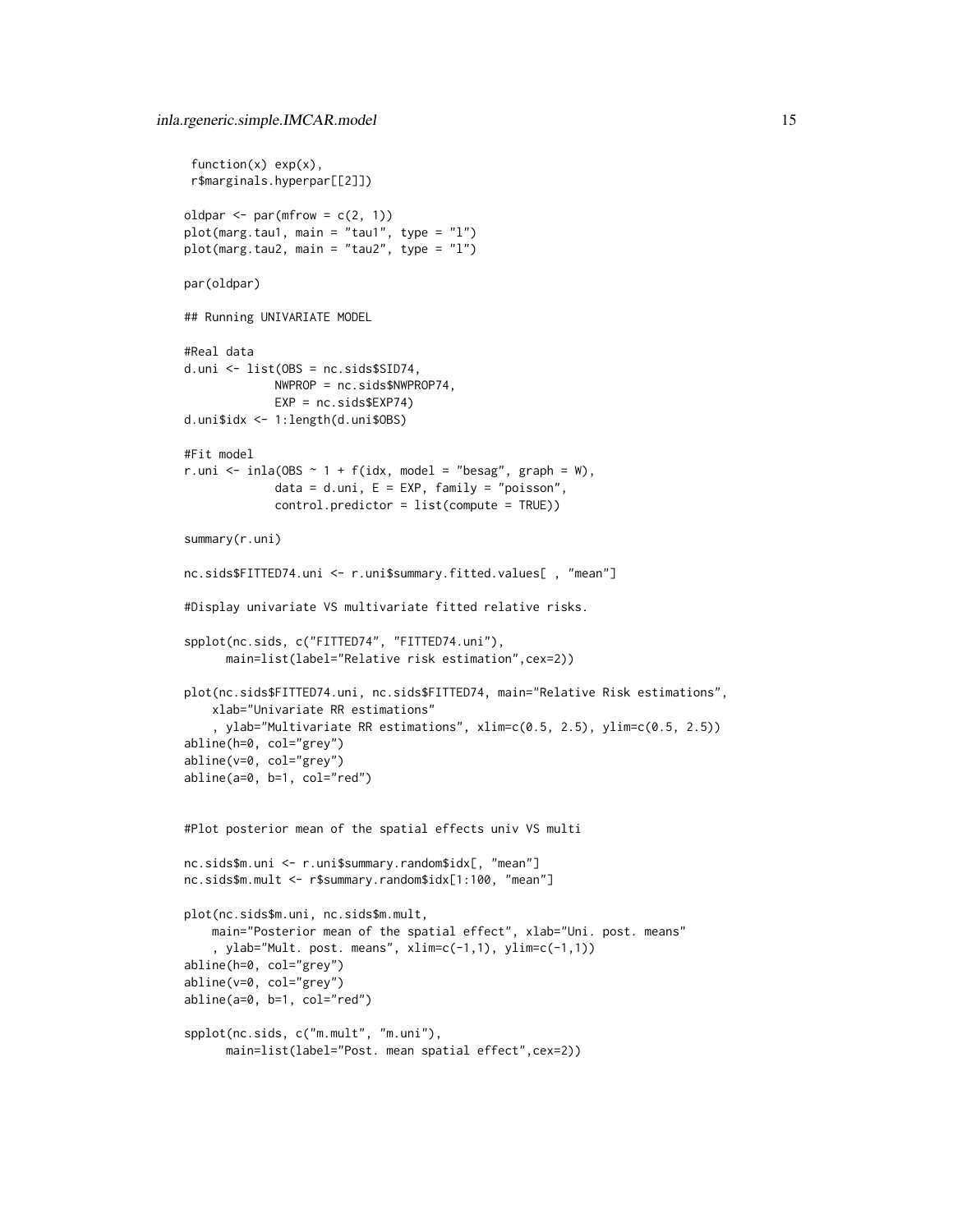```
 function(x) exp(x),
 r$marginals.hyperpar[[2]])

oldpar <- par(mfrow = c(2, 1))
plot(marg.tau1, main = "tau1", type = "l")
plot(marg.tau2, main = "tau2", type = "l")

par(oldpar)

## Running UNIVARIATE MODEL

#Real data
d.uni <- list(OBS = nc.sids$SID74,
            NWPROP = nc.sids$NWPROP74,
            EXP = nc.sids$EXP74)
d.uni$idx <- 1:length(d.uni$OBS)

#Fit model
r.uni <- inla(OBS ~ 1 + f(idx, model = "besag", graph = W),
            data = d.uni, E = EXP, family = "poisson",
            control.predictor = list(compute = TRUE))

summary(r.uni)

nc.sids$FITTED74.uni <- r.uni$summary.fitted.values[ , "mean"]

#Display univariate VS multivariate fitted relative risks.

spplot(nc.sids, c("FITTED74", "FITTED74.uni"),
      main=list(label="Relative risk estimation",cex=2))

plot(nc.sids$FITTED74.uni, nc.sids$FITTED74, main="Relative Risk estimations",
    xlab="Univariate RR estimations"
    , ylab="Multivariate RR estimations", xlim=c(0.5, 2.5), ylim=c(0.5, 2.5))
abline(h=0, col="grey")
abline(v=0, col="grey")
abline(a=0, b=1, col="red")


#Plot posterior mean of the spatial effects univ VS multi

nc.sids$m.uni <- r.uni$summary.random$idx[, "mean"]
nc.sids$m.mult <- r$summary.random$idx[1:100, "mean"]

plot(nc.sids$m.uni, nc.sids$m.mult,
    main="Posterior mean of the spatial effect", xlab="Uni. post. means"
    , ylab="Mult. post. means", xlim=c(-1,1), ylim=c(-1,1))
abline(h=0, col="grey")
abline(v=0, col="grey")
abline(a=0, b=1, col="red")

spplot(nc.sids, c("m.mult", "m.uni"),
      main=list(label="Post. mean spatial effect",cex=2))
```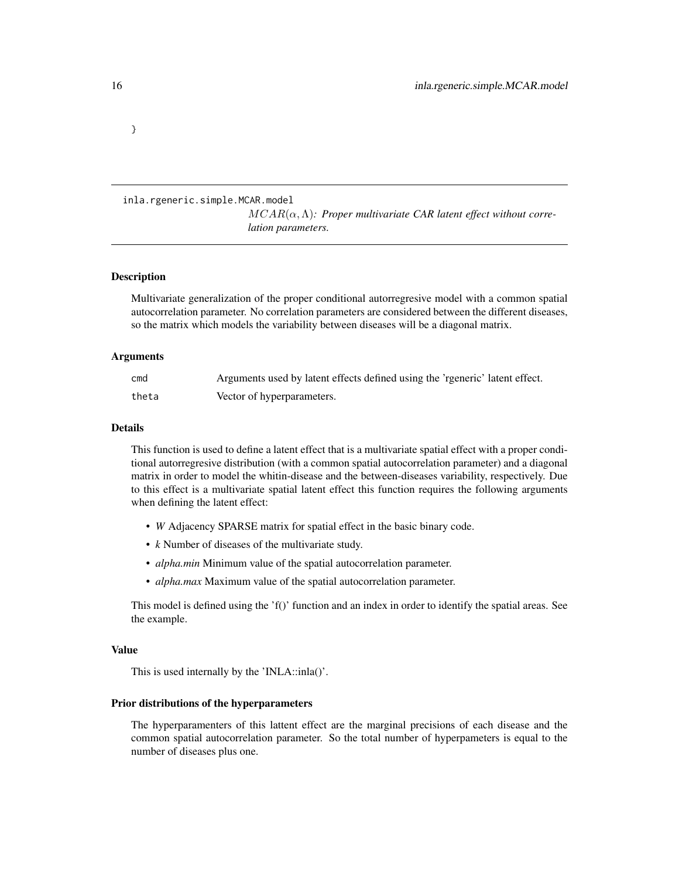```
}
```

## inla.rgeneric.simple.MCAR.model

*$MCAR(\alpha, \Lambda)$: Proper multivariate CAR latent effect without correlation parameters.*

### Description

Multivariate generalization of the proper conditional autorregresive model with a common spatial autocorrelation parameter. No correlation parameters are considered between the different diseases, so the matrix which models the variability between diseases will be a diagonal matrix.

### Arguments

| | |
|---|---|
| cmd | Arguments used by latent effects defined using the 'rgeneric' latent effect. |
| theta | Vector of hyperparameters. |

### Details

This function is used to define a latent effect that is a multivariate spatial effect with a proper conditional autorregresive distribution (with a common spatial autocorrelation parameter) and a diagonal matrix in order to model the whitin-disease and the between-diseases variability, respectively. Due to this effect is a multivariate spatial latent effect this function requires the following arguments when defining the latent effect:

- *W* Adjacency SPARSE matrix for spatial effect in the basic binary code.
- *k* Number of diseases of the multivariate study.
- *alpha.min* Minimum value of the spatial autocorrelation parameter.
- *alpha.max* Maximum value of the spatial autocorrelation parameter.

This model is defined using the 'f()' function and an index in order to identify the spatial areas. See the example.

### Value

This is used internally by the 'INLA::inla()'.

### Prior distributions of the hyperparameters

The hyperparamenters of this lattent effect are the marginal precisions of each disease and the common spatial autocorrelation parameter. So the total number of hyperpameters is equal to the number of diseases plus one.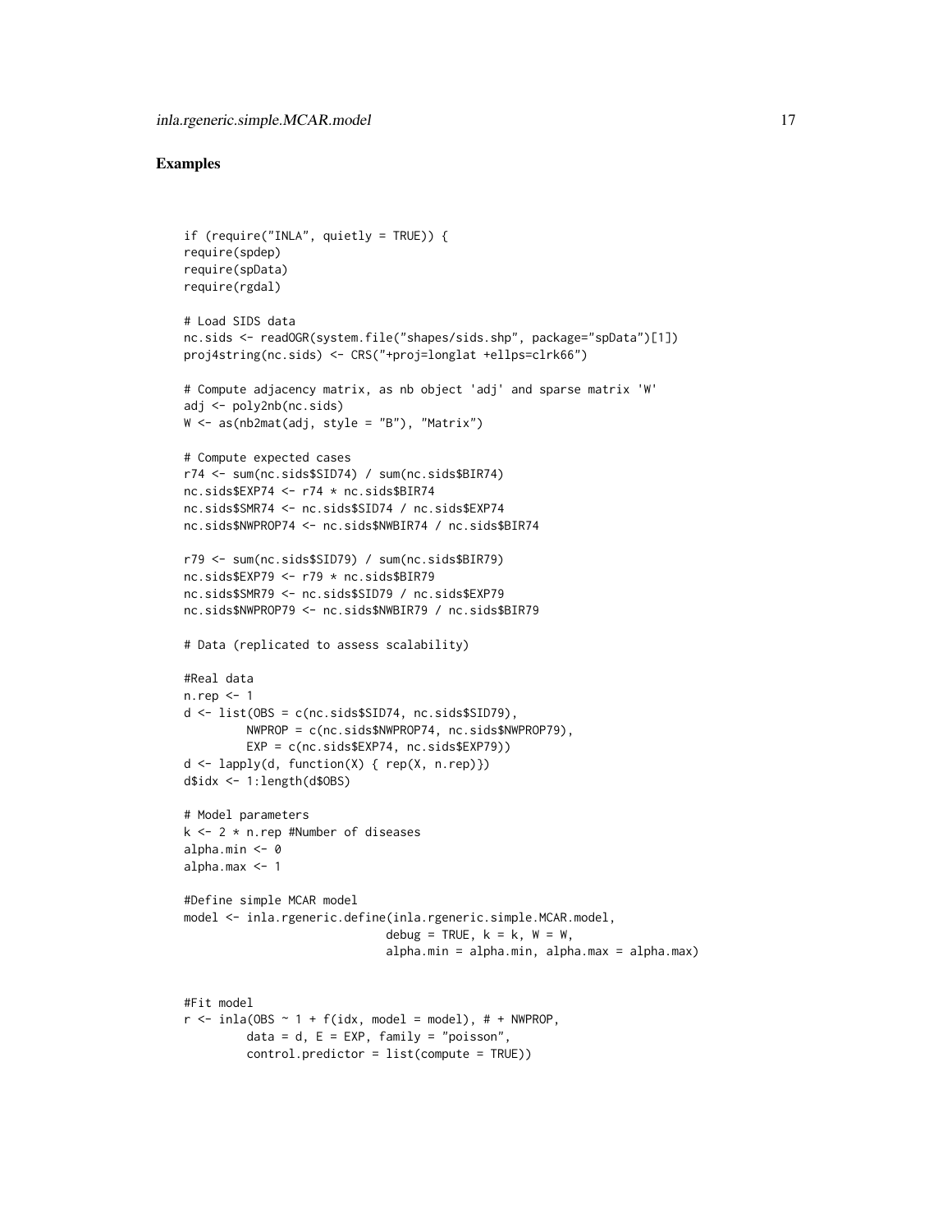## Examples

```
if (require("INLA", quietly = TRUE)) {
require(spdep)
require(spData)
require(rgdal)

# Load SIDS data
nc.sids <- readOGR(system.file("shapes/sids.shp", package="spData")[1])
proj4string(nc.sids) <- CRS("+proj=longlat +ellps=clrk66")

# Compute adjacency matrix, as nb object 'adj' and sparse matrix 'W'
adj <- poly2nb(nc.sids)
W <- as(nb2mat(adj, style = "B"), "Matrix")

# Compute expected cases
r74 <- sum(nc.sids$SID74) / sum(nc.sids$BIR74)
nc.sids$EXP74 <- r74 * nc.sids$BIR74
nc.sids$SMR74 <- nc.sids$SID74 / nc.sids$EXP74
nc.sids$NWPROP74 <- nc.sids$NWBIR74 / nc.sids$BIR74

r79 <- sum(nc.sids$SID79) / sum(nc.sids$BIR79)
nc.sids$EXP79 <- r79 * nc.sids$BIR79
nc.sids$SMR79 <- nc.sids$SID79 / nc.sids$EXP79
nc.sids$NWPROP79 <- nc.sids$NWBIR79 / nc.sids$BIR79

# Data (replicated to assess scalability)

#Real data
n.rep <- 1
d <- list(OBS = c(nc.sids$SID74, nc.sids$SID79),
         NWPROP = c(nc.sids$NWPROP74, nc.sids$NWPROP79),
         EXP = c(nc.sids$EXP74, nc.sids$EXP79))
d <- lapply(d, function(X) { rep(X, n.rep)})
d$idx <- 1:length(d$OBS)

# Model parameters
k <- 2 * n.rep #Number of diseases
alpha.min <- 0
alpha.max <- 1

#Define simple MCAR model
model <- inla.rgeneric.define(inla.rgeneric.simple.MCAR.model,
                              debug = TRUE, k = k, W = W,
                              alpha.min = alpha.min, alpha.max = alpha.max)


#Fit model
r <- inla(OBS ~ 1 + f(idx, model = model), # + NWPROP,
         data = d, E = EXP, family = "poisson",
         control.predictor = list(compute = TRUE))
```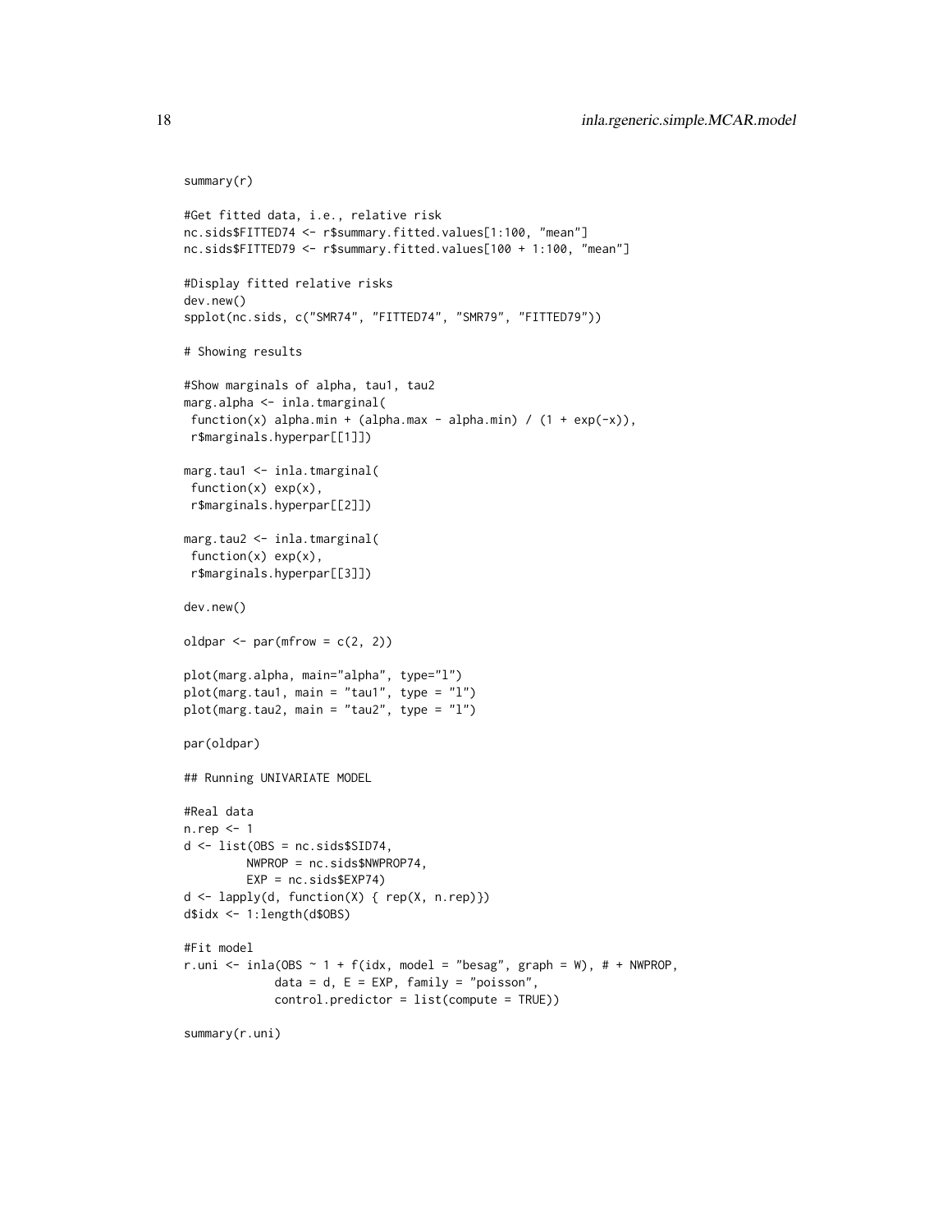```
summary(r)

#Get fitted data, i.e., relative risk
nc.sids$FITTED74 <- r$summary.fitted.values[1:100, "mean"]
nc.sids$FITTED79 <- r$summary.fitted.values[100 + 1:100, "mean"]

#Display fitted relative risks
dev.new()
spplot(nc.sids, c("SMR74", "FITTED74", "SMR79", "FITTED79"))

# Showing results

#Show marginals of alpha, tau1, tau2
marg.alpha <- inla.tmarginal(
 function(x) alpha.min + (alpha.max - alpha.min) / (1 + exp(-x)),
 r$marginals.hyperpar[[1]])

marg.tau1 <- inla.tmarginal(
 function(x) exp(x),
 r$marginals.hyperpar[[2]])

marg.tau2 <- inla.tmarginal(
 function(x) exp(x),
 r$marginals.hyperpar[[3]])

dev.new()

oldpar <- par(mfrow = c(2, 2))

plot(marg.alpha, main="alpha", type="l")
plot(marg.tau1, main = "tau1", type = "l")
plot(marg.tau2, main = "tau2", type = "l")

par(oldpar)

## Running UNIVARIATE MODEL

#Real data
n.rep <- 1
d <- list(OBS = nc.sids$SID74,
         NWPROP = nc.sids$NWPROP74,
         EXP = nc.sids$EXP74)
d <- lapply(d, function(X) { rep(X, n.rep)})
d$idx <- 1:length(d$OBS)

#Fit model
r.uni <- inla(OBS ~ 1 + f(idx, model = "besag", graph = W), # + NWPROP,
             data = d, E = EXP, family = "poisson",
             control.predictor = list(compute = TRUE))

summary(r.uni)
```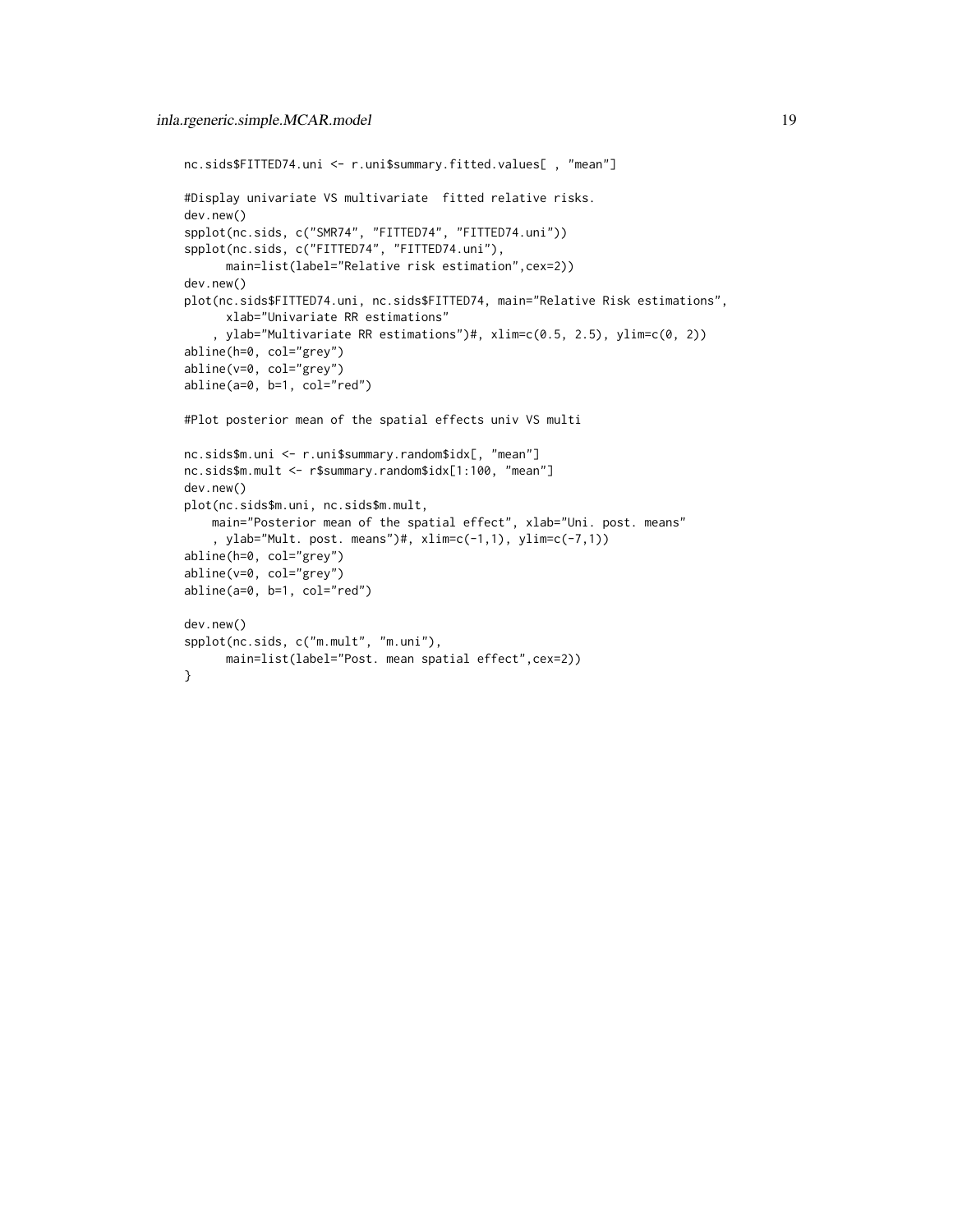```
nc.sids$FITTED74.uni <- r.uni$summary.fitted.values[ , "mean"]

#Display univariate VS multivariate  fitted relative risks.
dev.new()
spplot(nc.sids, c("SMR74", "FITTED74", "FITTED74.uni"))
spplot(nc.sids, c("FITTED74", "FITTED74.uni"),
      main=list(label="Relative risk estimation",cex=2))
dev.new()
plot(nc.sids$FITTED74.uni, nc.sids$FITTED74, main="Relative Risk estimations",
      xlab="Univariate RR estimations"
    , ylab="Multivariate RR estimations")#, xlim=c(0.5, 2.5), ylim=c(0, 2))
abline(h=0, col="grey")
abline(v=0, col="grey")
abline(a=0, b=1, col="red")

#Plot posterior mean of the spatial effects univ VS multi

nc.sids$m.uni <- r.uni$summary.random$idx[, "mean"]
nc.sids$m.mult <- r$summary.random$idx[1:100, "mean"]
dev.new()
plot(nc.sids$m.uni, nc.sids$m.mult,
    main="Posterior mean of the spatial effect", xlab="Uni. post. means"
    , ylab="Mult. post. means")#, xlim=c(-1,1), ylim=c(-7,1))
abline(h=0, col="grey")
abline(v=0, col="grey")
abline(a=0, b=1, col="red")

dev.new()
spplot(nc.sids, c("m.mult", "m.uni"),
      main=list(label="Post. mean spatial effect",cex=2))
}
```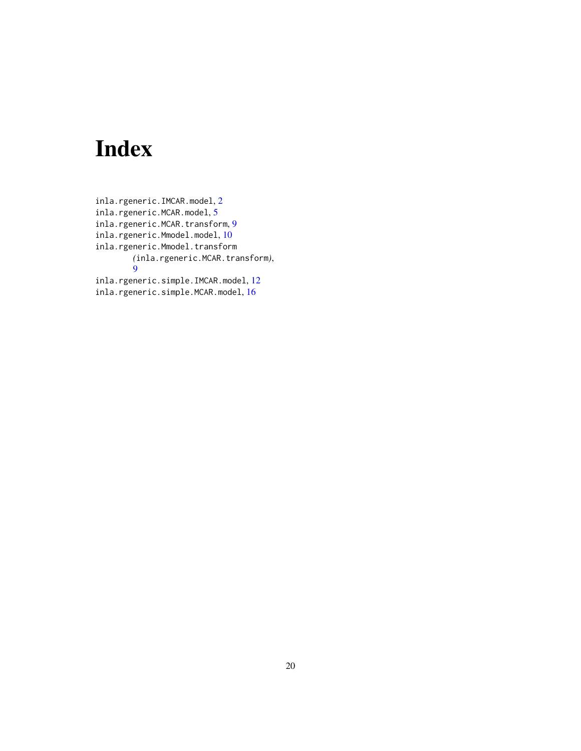# Index

inla.rgeneric.IMCAR.model, 2
inla.rgeneric.MCAR.model, 5
inla.rgeneric.MCAR.transform, 9
inla.rgeneric.Mmodel.model, 10
inla.rgeneric.Mmodel.transform
    *(*inla.rgeneric.MCAR.transform*)*,
    9
inla.rgeneric.simple.IMCAR.model, 12
inla.rgeneric.simple.MCAR.model, 16